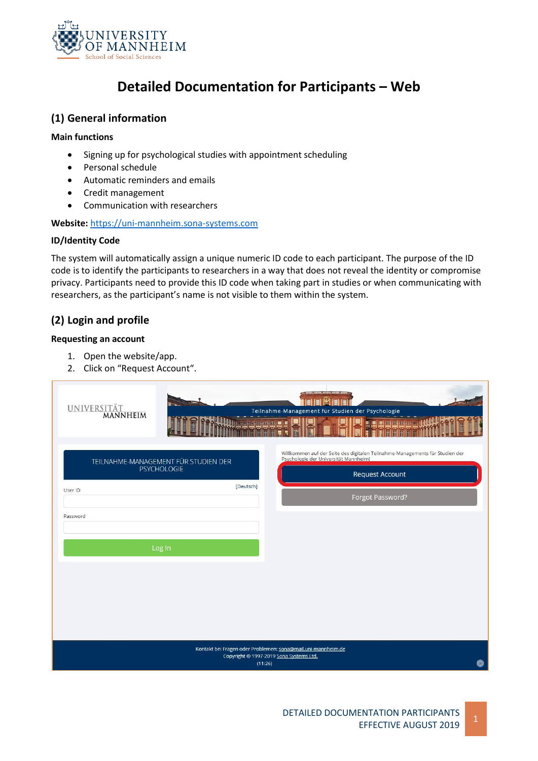# Detailed Documentation for Participants – Web

## (1) General information

**Main functions**

- Signing up for psychological studies with appointment scheduling
- Personal schedule
- Automatic reminders and emails
- Credit management
- Communication with researchers

**Website:** https://uni-mannheim.sona-systems.com

**ID/Identity Code**

The system will automatically assign a unique numeric ID code to each participant. The purpose of the ID code is to identify the participants to researchers in a way that does not reveal the identity or compromise privacy. Participants need to provide this ID code when taking part in studies or when communicating with researchers, as the participant's name is not visible to them within the system.

## (2) Login and profile

**Requesting an account**

1. Open the website/app.
2. Click on "Request Account".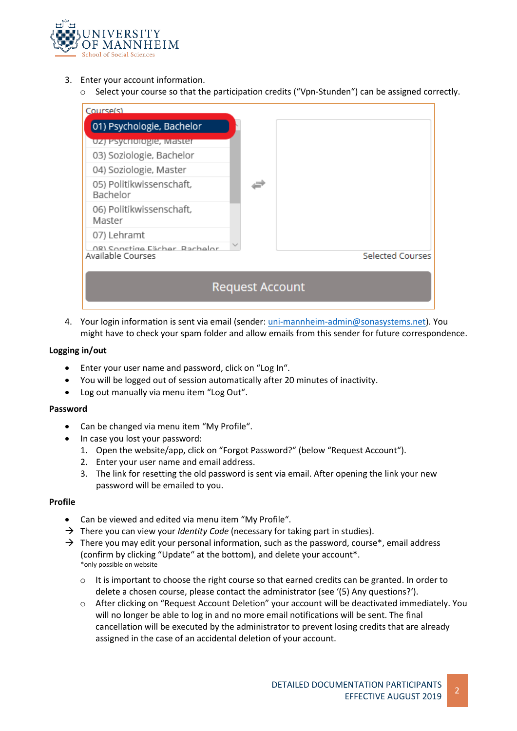3. Enter your account information.
   - Select your course so that the participation credits ("Vpn-Stunden") can be assigned correctly.

4. Your login information is sent via email (sender: uni-mannheim-admin@sonasystems.net). You might have to check your spam folder and allow emails from this sender for future correspondence.

**Logging in/out**

- Enter your user name and password, click on "Log In".
- You will be logged out of session automatically after 20 minutes of inactivity.
- Log out manually via menu item "Log Out".

**Password**

- Can be changed via menu item "My Profile".
- In case you lost your password:
  1. Open the website/app, click on "Forgot Password?" (below "Request Account").
  2. Enter your user name and email address.
  3. The link for resetting the old password is sent via email. After opening the link your new password will be emailed to you.

**Profile**

- Can be viewed and edited via menu item "My Profile".

→ There you can view your *Identity Code* (necessary for taking part in studies).

→ There you may edit your personal information, such as the password, course*, email address (confirm by clicking "Update" at the bottom), and delete your account*.
*only possible on website

- It is important to choose the right course so that earned credits can be granted. In order to delete a chosen course, please contact the administrator (see '(5) Any questions?').
- After clicking on "Request Account Deletion" your account will be deactivated immediately. You will no longer be able to log in and no more email notifications will be sent. The final cancellation will be executed by the administrator to prevent losing credits that are already assigned in the case of an accidental deletion of your account.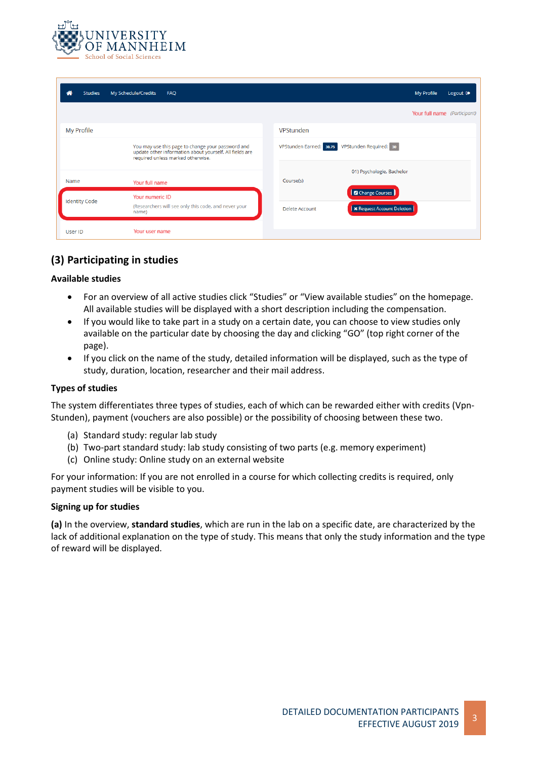## (3) Participating in studies

### Available studies

- For an overview of all active studies click “Studies” or “View available studies” on the homepage. All available studies will be displayed with a short description including the compensation.
- If you would like to take part in a study on a certain date, you can choose to view studies only available on the particular date by choosing the day and clicking “GO” (top right corner of the page).
- If you click on the name of the study, detailed information will be displayed, such as the type of study, duration, location, researcher and their mail address.

### Types of studies

The system differentiates three types of studies, each of which can be rewarded either with credits (Vpn-Stunden), payment (vouchers are also possible) or the possibility of choosing between these two.

(a) Standard study: regular lab study
(b) Two-part standard study: lab study consisting of two parts (e.g. memory experiment)
(c) Online study: Online study on an external website

For your information: If you are not enrolled in a course for which collecting credits is required, only payment studies will be visible to you.

### Signing up for studies

**(a)** In the overview, **standard studies**, which are run in the lab on a specific date, are characterized by the lack of additional explanation on the type of study. This means that only the study information and the type of reward will be displayed.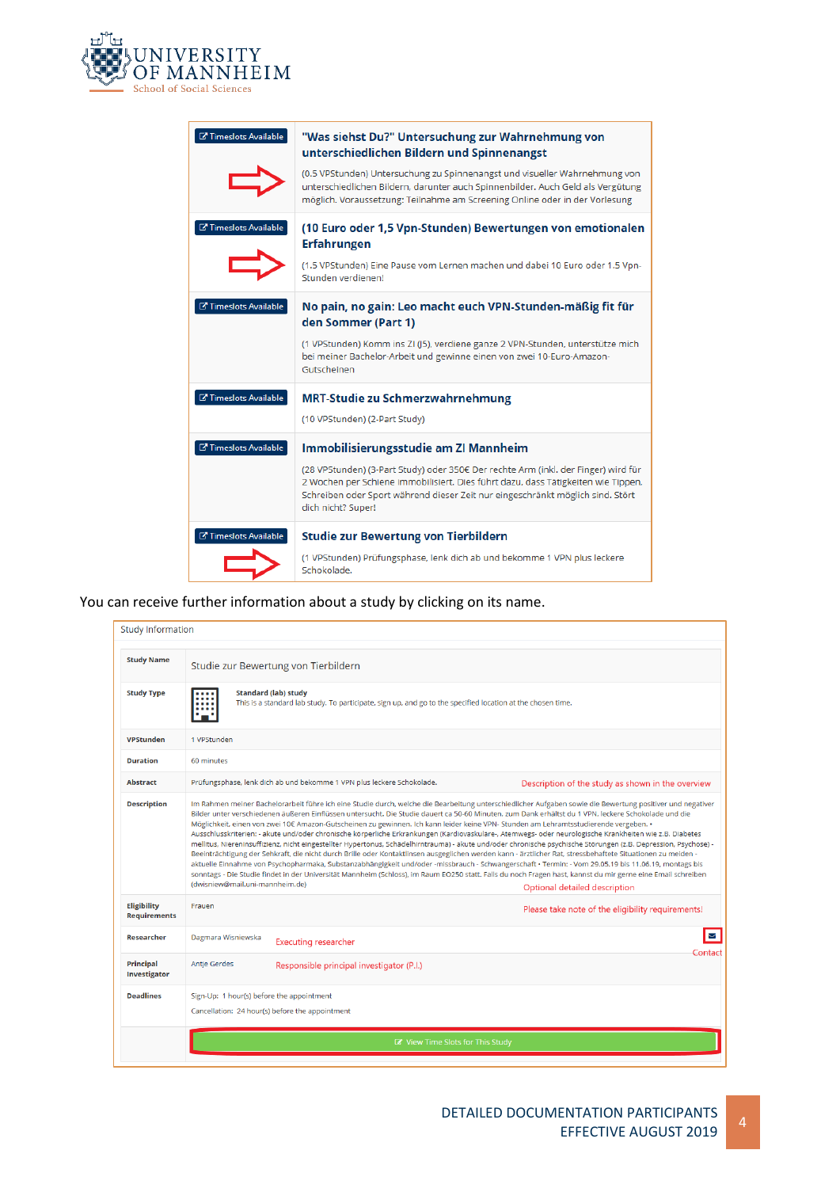| | |
|---|---|
| Timeslots Available | **"Was siehst Du?" Untersuchung zur Wahrnehmung von unterschiedlichen Bildern und Spinnenangst**<br>(0.5 VPStunden) Untersuchung zu Spinnenangst und visueller Wahrnehmung von unterschiedlichen Bildern, darunter auch Spinnenbilder. Auch Geld als Vergütung möglich. Voraussetzung: Teilnahme am Screening Online oder in der Vorlesung |
| Timeslots Available | **(10 Euro oder 1,5 Vpn-Stunden) Bewertungen von emotionalen Erfahrungen**<br>(1.5 VPStunden) Eine Pause vom Lernen machen und dabei 10 Euro oder 1.5 Vpn-Stunden verdienen! |
| Timeslots Available | **No pain, no gain: Leo macht euch VPN-Stunden-mäßig fit für den Sommer (Part 1)**<br>(1 VPStunden) Komm ins ZI (J5), verdiene ganze 2 VPN-Stunden, unterstütze mich bei meiner Bachelor-Arbeit und gewinne einen von zwei 10-Euro-Amazon-Gutscheinen |
| Timeslots Available | **MRT-Studie zu Schmerzwahrnehmung**<br>(10 VPStunden) (2-Part Study) |
| Timeslots Available | **Immobilisierungsstudie am ZI Mannheim**<br>(28 VPStunden) (3-Part Study) oder 350€ Der rechte Arm (inkl. der Finger) wird für 2 Wochen per Schiene immobilisiert. Dies führt dazu, dass Tätigkeiten wie Tippen, Schreiben oder Sport während dieser Zeit nur eingeschränkt möglich sind. Stört dich nicht? Super! |
| Timeslots Available | **Studie zur Bewertung von Tierbildern**<br>(1 VPStunden) Prüfungsphase, lenk dich ab und bekomme 1 VPN plus leckere Schokolade. |

You can receive further information about a study by clicking on its name.

**Study Information**

| | | |
|---|---|---|
| **Study Name** | Studie zur Bewertung von Tierbildern | |
| **Study Type** | **Standard (lab) study**<br>This is a standard lab study. To participate, sign up, and go to the specified location at the chosen time. | |
| **VPStunden** | 1 VPStunden | |
| **Duration** | 60 minutes | |
| **Abstract** | Prüfungsphase, lenk dich ab und bekomme 1 VPN plus leckere Schokolade. | Description of the study as shown in the overview |
| **Description** | Im Rahmen meiner Bachelorarbeit führe ich eine Studie durch, welche die Bearbeitung unterschiedlicher Aufgaben sowie die Bewertung positiver und negativer Bilder unter verschiedenen äußeren Einflüssen untersucht. Die Studie dauert ca 50-60 Minuten, zum Dank erhältst du 1 VPN, leckere Schokolade und die Möglichkeit, einen von zwei 10€ Amazon-Gutscheinen zu gewinnen. Ich kann leider keine VPN- Stunden am Lehramtsstudierende vergeben. • Ausschlusskriterien: - akute und/oder chronische körperliche Erkrankungen (Kardiovaskuläre-, Atemwegs- oder neurologische Krankheiten wie z.B. Diabetes mellitus, Niereninsuffizienz, nicht eingestellter Hypertonus, Schädelhirntrauma) - akute und/oder chronische psychische Störungen (z.B. Depression, Psychose) - Beeinträchtigung der Sehkraft, die nicht durch Brille oder Kontaktlinsen ausgeglichen werden kann - ärztlicher Rat, stressbehaftete Situationen zu meiden - aktuelle Einnahme von Psychopharmaka, Substanzabhängigkeit und/oder -missbrauch - Schwangerschaft • Termin: - Vom 29.05.19 bis 11.06.19, montags bis sonntags - Die Studie findet in der Universität Mannheim (Schloss), im Raum EO250 statt. Falls du noch Fragen hast, kannst du mir gerne eine Email schreiben (dwisniew@mail.uni-mannheim.de) | Optional detailed description |
| **Eligibility Requirements** | Frauen | Please take note of the eligibility requirements! |
| **Researcher** | Dagmara Wisniewska | Executing researcher — Contact |
| **Principal Investigator** | Antje Gerdes | Responsible principal investigator (P.I.) |
| **Deadlines** | Sign-Up: 1 hour(s) before the appointment<br>Cancellation: 24 hour(s) before the appointment | |
| | View Time Slots for This Study | |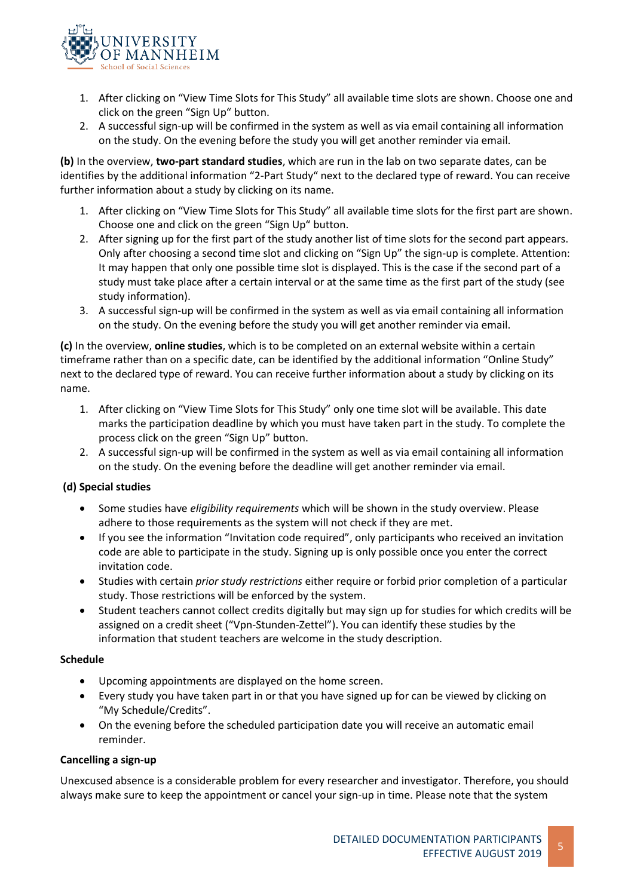1. After clicking on "View Time Slots for This Study" all available time slots are shown. Choose one and click on the green "Sign Up" button.
2. A successful sign-up will be confirmed in the system as well as via email containing all information on the study. On the evening before the study you will get another reminder via email.

**(b)** In the overview, **two-part standard studies**, which are run in the lab on two separate dates, can be identifies by the additional information "2-Part Study" next to the declared type of reward. You can receive further information about a study by clicking on its name.

1. After clicking on "View Time Slots for This Study" all available time slots for the first part are shown. Choose one and click on the green "Sign Up" button.
2. After signing up for the first part of the study another list of time slots for the second part appears. Only after choosing a second time slot and clicking on "Sign Up" the sign-up is complete. Attention: It may happen that only one possible time slot is displayed. This is the case if the second part of a study must take place after a certain interval or at the same time as the first part of the study (see study information).
3. A successful sign-up will be confirmed in the system as well as via email containing all information on the study. On the evening before the study you will get another reminder via email.

**(c)** In the overview, **online studies**, which is to be completed on an external website within a certain timeframe rather than on a specific date, can be identified by the additional information "Online Study" next to the declared type of reward. You can receive further information about a study by clicking on its name.

1. After clicking on "View Time Slots for This Study" only one time slot will be available. This date marks the participation deadline by which you must have taken part in the study. To complete the process click on the green "Sign Up" button.
2. A successful sign-up will be confirmed in the system as well as via email containing all information on the study. On the evening before the deadline will get another reminder via email.

**(d) Special studies**

- Some studies have *eligibility requirements* which will be shown in the study overview. Please adhere to those requirements as the system will not check if they are met.
- If you see the information "Invitation code required", only participants who received an invitation code are able to participate in the study. Signing up is only possible once you enter the correct invitation code.
- Studies with certain *prior study restrictions* either require or forbid prior completion of a particular study. Those restrictions will be enforced by the system.
- Student teachers cannot collect credits digitally but may sign up for studies for which credits will be assigned on a credit sheet ("Vpn-Stunden-Zettel"). You can identify these studies by the information that student teachers are welcome in the study description.

**Schedule**

- Upcoming appointments are displayed on the home screen.
- Every study you have taken part in or that you have signed up for can be viewed by clicking on "My Schedule/Credits".
- On the evening before the scheduled participation date you will receive an automatic email reminder.

**Cancelling a sign-up**

Unexcused absence is a considerable problem for every researcher and investigator. Therefore, you should always make sure to keep the appointment or cancel your sign-up in time. Please note that the system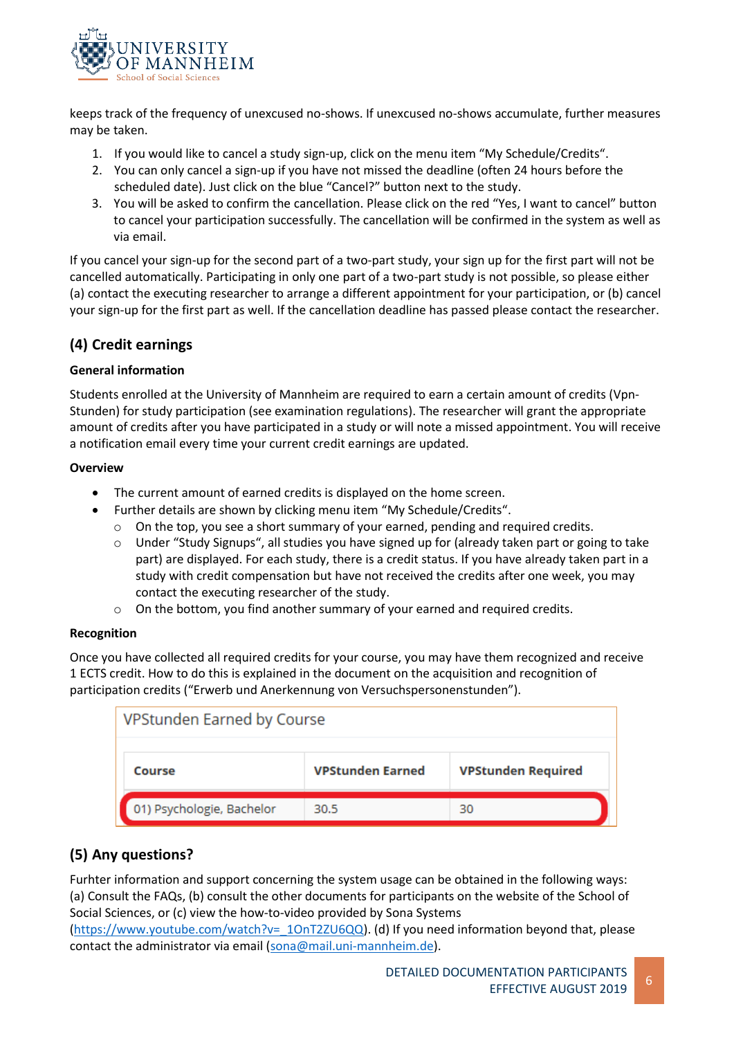keeps track of the frequency of unexcused no-shows. If unexcused no-shows accumulate, further measures may be taken.

1. If you would like to cancel a study sign-up, click on the menu item “My Schedule/Credits“.
2. You can only cancel a sign-up if you have not missed the deadline (often 24 hours before the scheduled date). Just click on the blue “Cancel?” button next to the study.
3. You will be asked to confirm the cancellation. Please click on the red “Yes, I want to cancel” button to cancel your participation successfully. The cancellation will be confirmed in the system as well as via email.

If you cancel your sign-up for the second part of a two-part study, your sign up for the first part will not be cancelled automatically. Participating in only one part of a two-part study is not possible, so please either (a) contact the executing researcher to arrange a different appointment for your participation, or (b) cancel your sign-up for the first part as well. If the cancellation deadline has passed please contact the researcher.

## (4) Credit earnings

**General information**

Students enrolled at the University of Mannheim are required to earn a certain amount of credits (Vpn-Stunden) for study participation (see examination regulations). The researcher will grant the appropriate amount of credits after you have participated in a study or will note a missed appointment. You will receive a notification email every time your current credit earnings are updated.

**Overview**

- The current amount of earned credits is displayed on the home screen.
- Further details are shown by clicking menu item “My Schedule/Credits“.
  - On the top, you see a short summary of your earned, pending and required credits.
  - Under “Study Signups“, all studies you have signed up for (already taken part or going to take part) are displayed. For each study, there is a credit status. If you have already taken part in a study with credit compensation but have not received the credits after one week, you may contact the executing researcher of the study.
  - On the bottom, you find another summary of your earned and required credits.

**Recognition**

Once you have collected all required credits for your course, you may have them recognized and receive 1 ECTS credit. How to do this is explained in the document on the acquisition and recognition of participation credits (“Erwerb und Anerkennung von Versuchspersonenstunden”).

VPStunden Earned by Course

| Course | VPStunden Earned | VPStunden Required |
|---|---|---|
| 01) Psychologie, Bachelor | 30.5 | 30 |

## (5) Any questions?

Furhter information and support concerning the system usage can be obtained in the following ways: (a) Consult the FAQs, (b) consult the other documents for participants on the website of the School of Social Sciences, or (c) view the how-to-video provided by Sona Systems (https://www.youtube.com/watch?v=_1OnT2ZU6QQ). (d) If you need information beyond that, please contact the administrator via email (sona@mail.uni-mannheim.de).